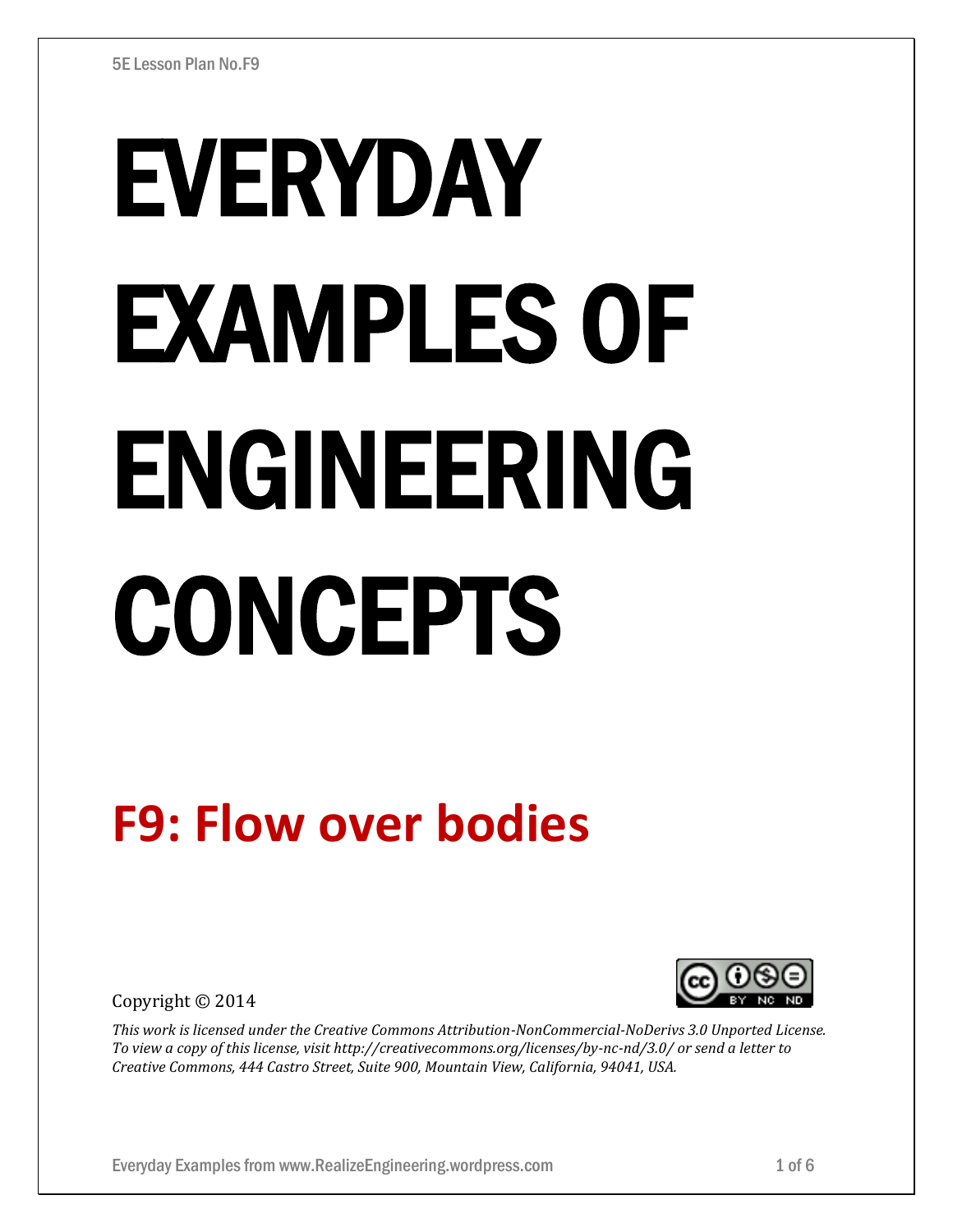5E Lesson Plan No.F9

# EVERYDAY EXAMPLES OF ENGINEERING CONCEPTS

## F9: Flow over bodies

Copyright © 2014

*This work is licensed under the Creative Commons Attribution-NonCommercial-NoDerivs 3.0 Unported License. To view a copy of this license, visit http://creativecommons.org/licenses/by-nc-nd/3.0/ or send a letter to Creative Commons, 444 Castro Street, Suite 900, Mountain View, California, 94041, USA.*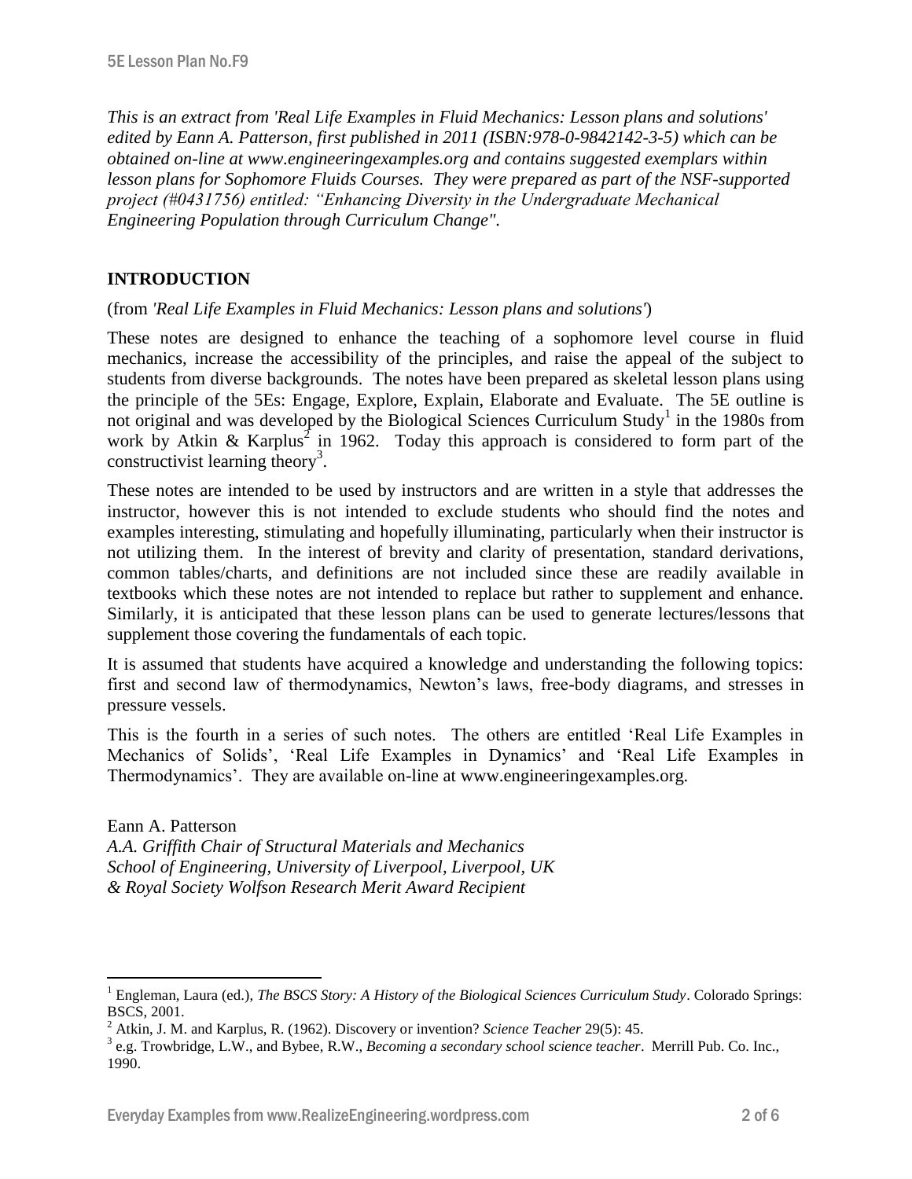*This is an extract from 'Real Life Examples in Fluid Mechanics: Lesson plans and solutions' edited by Eann A. Patterson, first published in 2011 (ISBN:978-0-9842142-3-5) which can be obtained on-line at www.engineeringexamples.org and contains suggested exemplars within lesson plans for Sophomore Fluids Courses. They were prepared as part of the NSF-supported project (#0431756) entitled: "Enhancing Diversity in the Undergraduate Mechanical Engineering Population through Curriculum Change".*

## INTRODUCTION

(from *'Real Life Examples in Fluid Mechanics: Lesson plans and solutions'*)

These notes are designed to enhance the teaching of a sophomore level course in fluid mechanics, increase the accessibility of the principles, and raise the appeal of the subject to students from diverse backgrounds. The notes have been prepared as skeletal lesson plans using the principle of the 5Es: Engage, Explore, Explain, Elaborate and Evaluate. The 5E outline is not original and was developed by the Biological Sciences Curriculum Study[1] in the 1980s from work by Atkin & Karplus[2] in 1962. Today this approach is considered to form part of the constructivist learning theory[3].

These notes are intended to be used by instructors and are written in a style that addresses the instructor, however this is not intended to exclude students who should find the notes and examples interesting, stimulating and hopefully illuminating, particularly when their instructor is not utilizing them. In the interest of brevity and clarity of presentation, standard derivations, common tables/charts, and definitions are not included since these are readily available in textbooks which these notes are not intended to replace but rather to supplement and enhance. Similarly, it is anticipated that these lesson plans can be used to generate lectures/lessons that supplement those covering the fundamentals of each topic.

It is assumed that students have acquired a knowledge and understanding the following topics: first and second law of thermodynamics, Newton's laws, free-body diagrams, and stresses in pressure vessels.

This is the fourth in a series of such notes. The others are entitled 'Real Life Examples in Mechanics of Solids', 'Real Life Examples in Dynamics' and 'Real Life Examples in Thermodynamics'. They are available on-line at www.engineeringexamples.org.

Eann A. Patterson
*A.A. Griffith Chair of Structural Materials and Mechanics*
*School of Engineering, University of Liverpool, Liverpool, UK*
*& Royal Society Wolfson Research Merit Award Recipient*

---

[1] Engleman, Laura (ed.), *The BSCS Story: A History of the Biological Sciences Curriculum Study*. Colorado Springs: BSCS, 2001.

[2] Atkin, J. M. and Karplus, R. (1962). Discovery or invention? *Science Teacher* 29(5): 45.

[3] e.g. Trowbridge, L.W., and Bybee, R.W., *Becoming a secondary school science teacher*. Merrill Pub. Co. Inc., 1990.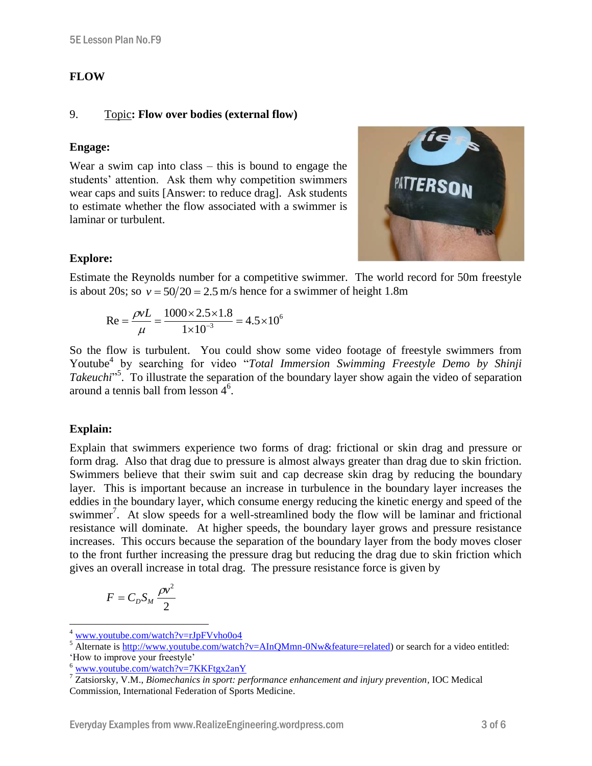## FLOW

### 9. Topic: Flow over bodies (external flow)

**Engage:**

Wear a swim cap into class – this is bound to engage the students' attention. Ask them why competition swimmers wear caps and suits [Answer: to reduce drag]. Ask students to estimate whether the flow associated with a swimmer is laminar or turbulent.

**Explore:**

Estimate the Reynolds number for a competitive swimmer. The world record for 50m freestyle is about 20s; so $v = 50/20 = 2.5$ m/s hence for a swimmer of height 1.8m

$$\text{Re} = \frac{\rho v L}{\mu} = \frac{1000 \times 2.5 \times 1.8}{1 \times 10^{-3}} = 4.5 \times 10^{6}$$

So the flow is turbulent. You could show some video footage of freestyle swimmers from Youtube[4] by searching for video "*Total Immersion Swimming Freestyle Demo by Shinji Takeuchi*"[5]. To illustrate the separation of the boundary layer show again the video of separation around a tennis ball from lesson 4[6].

**Explain:**

Explain that swimmers experience two forms of drag: frictional or skin drag and pressure or form drag. Also that drag due to pressure is almost always greater than drag due to skin friction. Swimmers believe that their swim suit and cap decrease skin drag by reducing the boundary layer. This is important because an increase in turbulence in the boundary layer increases the eddies in the boundary layer, which consume energy reducing the kinetic energy and speed of the swimmer[7]. At slow speeds for a well-streamlined body the flow will be laminar and frictional resistance will dominate. At higher speeds, the boundary layer grows and pressure resistance increases. This occurs because the separation of the boundary layer from the body moves closer to the front further increasing the pressure drag but reducing the drag due to skin friction which gives an overall increase in total drag. The pressure resistance force is given by

$$F = C_D S_M \frac{\rho v^2}{2}$$

---

[4] www.youtube.com/watch?v=rJpFVvho0o4

[5] Alternate is http://www.youtube.com/watch?v=AInQMmn-0Nw&feature=related) or search for a video entitled: 'How to improve your freestyle'

[6] www.youtube.com/watch?v=7KKFtgx2anY

[7] Zatsiorsky, V.M., *Biomechanics in sport: performance enhancement and injury prevention*, IOC Medical Commission, International Federation of Sports Medicine.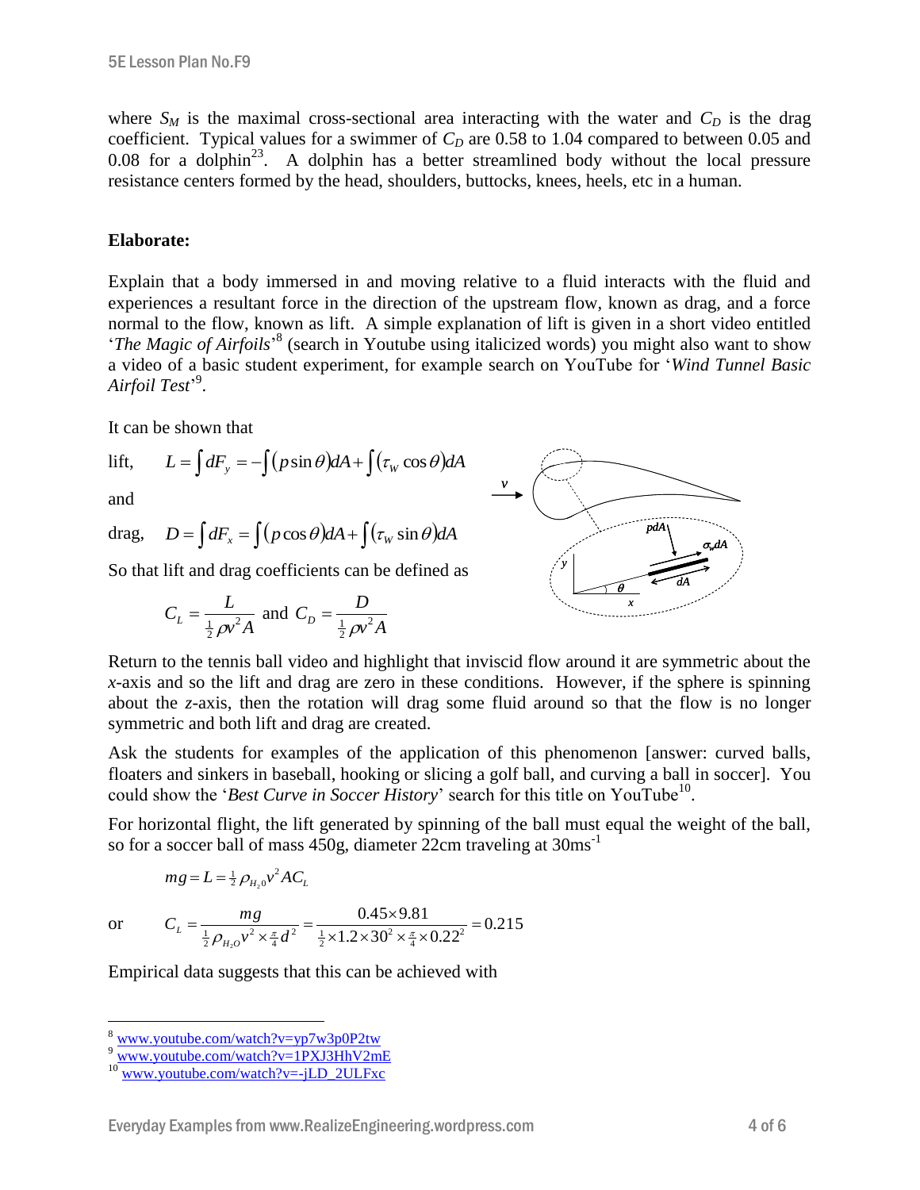where $S_M$ is the maximal cross-sectional area interacting with the water and $C_D$ is the drag coefficient. Typical values for a swimmer of $C_D$ are 0.58 to 1.04 compared to between 0.05 and 0.08 for a dolphin[23]. A dolphin has a better streamlined body without the local pressure resistance centers formed by the head, shoulders, buttocks, knees, heels, etc in a human.

**Elaborate:**

Explain that a body immersed in and moving relative to a fluid interacts with the fluid and experiences a resultant force in the direction of the upstream flow, known as drag, and a force normal to the flow, known as lift. A simple explanation of lift is given in a short video entitled '*The Magic of Airfoils*'[8] (search in Youtube using italicized words) you might also want to show a video of a basic student experiment, for example search on YouTube for '*Wind Tunnel Basic Airfoil Test*'[9].

It can be shown that

lift, $$L = \int dF_y = -\int (p \sin\theta) dA + \int (\tau_W \cos\theta) dA$$

and

drag, $$D = \int dF_x = \int (p \cos\theta) dA + \int (\tau_W \sin\theta) dA$$

So that lift and drag coefficients can be defined as

$$C_L = \frac{L}{\frac{1}{2}\rho v^2 A} \text{ and } C_D = \frac{D}{\frac{1}{2}\rho v^2 A}$$

Return to the tennis ball video and highlight that inviscid flow around it are symmetric about the *x*-axis and so the lift and drag are zero in these conditions. However, if the sphere is spinning about the *z*-axis, then the rotation will drag some fluid around so that the flow is no longer symmetric and both lift and drag are created.

Ask the students for examples of the application of this phenomenon [answer: curved balls, floaters and sinkers in baseball, hooking or slicing a golf ball, and curving a ball in soccer]. You could show the '*Best Curve in Soccer History*' search for this title on YouTube[10].

For horizontal flight, the lift generated by spinning of the ball must equal the weight of the ball, so for a soccer ball of mass 450g, diameter 22cm traveling at 30ms$^{-1}$

$$mg = L = \tfrac{1}{2}\rho_{H_20} v^2 A C_L$$

or $$C_L = \frac{mg}{\frac{1}{2}\rho_{H_2O} v^2 \times \frac{\pi}{4} d^2} = \frac{0.45 \times 9.81}{\frac{1}{2} \times 1.2 \times 30^2 \times \frac{\pi}{4} \times 0.22^2} = 0.215$$

Empirical data suggests that this can be achieved with

---

[8] www.youtube.com/watch?v=yp7w3p0P2tw
[9] www.youtube.com/watch?v=1PXJ3HhV2mE
[10] www.youtube.com/watch?v=-jLD_2ULFxc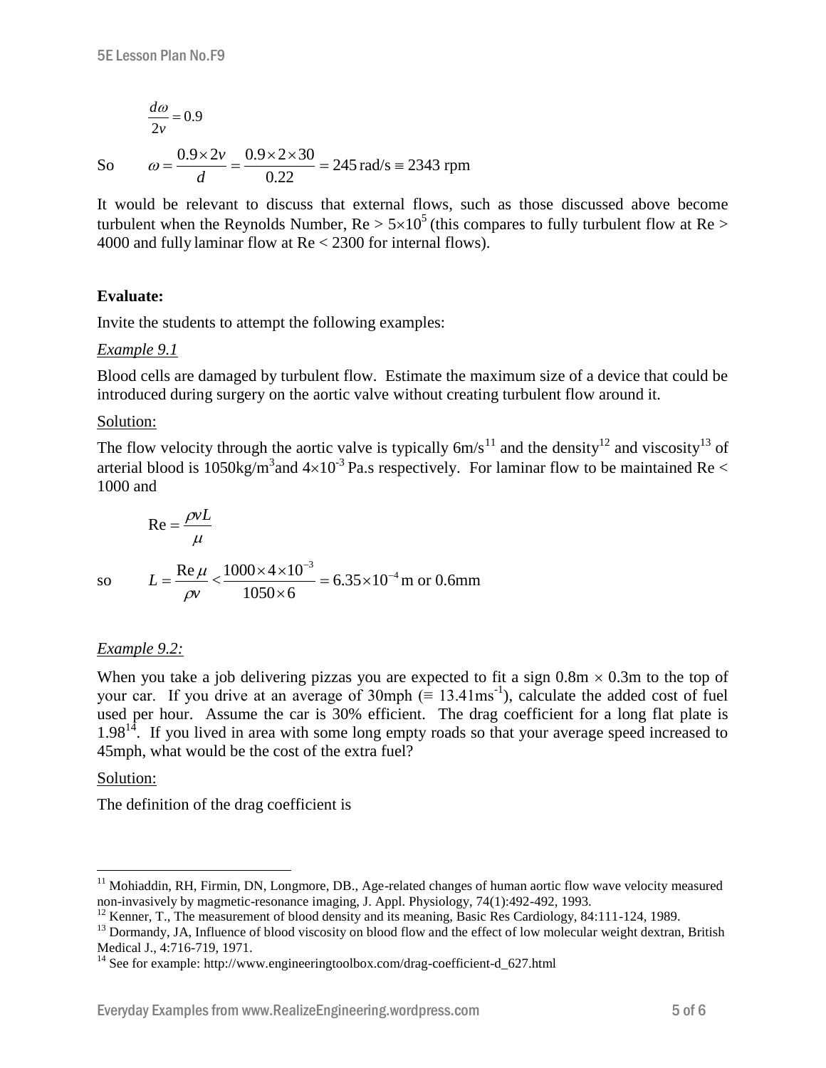$$\frac{d\omega}{2v} = 0.9$$

So $$\omega = \frac{0.9 \times 2v}{d} = \frac{0.9 \times 2 \times 30}{0.22} = 245\,\text{rad/s} \equiv 2343\text{ rpm}$$

It would be relevant to discuss that external flows, such as those discussed above become turbulent when the Reynolds Number, $\text{Re} > 5\times10^5$ (this compares to fully turbulent flow at Re > 4000 and fully laminar flow at Re < 2300 for internal flows).

**Evaluate:**

Invite the students to attempt the following examples:

*Example 9.1*

Blood cells are damaged by turbulent flow. Estimate the maximum size of a device that could be introduced during surgery on the aortic valve without creating turbulent flow around it.

Solution:

The flow velocity through the aortic valve is typically 6m/s[11] and the density[12] and viscosity[13] of arterial blood is $1050\text{kg/m}^3$ and $4\times10^{-3}$ Pa.s respectively. For laminar flow to be maintained Re < 1000 and

$$\text{Re} = \frac{\rho v L}{\mu}$$

so $$L = \frac{\text{Re}\,\mu}{\rho v} < \frac{1000 \times 4 \times 10^{-3}}{1050 \times 6} = 6.35 \times 10^{-4}\,\text{m or 0.6mm}$$

*Example 9.2:*

When you take a job delivering pizzas you are expected to fit a sign 0.8m × 0.3m to the top of your car. If you drive at an average of 30mph ($\equiv 13.41\text{ms}^{-1}$), calculate the added cost of fuel used per hour. Assume the car is 30% efficient. The drag coefficient for a long flat plate is 1.98[14]. If you lived in area with some long empty roads so that your average speed increased to 45mph, what would be the cost of the extra fuel?

Solution:

The definition of the drag coefficient is

---

[11] Mohiaddin, RH, Firmin, DN, Longmore, DB., Age-related changes of human aortic flow wave velocity measured non-invasively by magmetic-resonance imaging, J. Appl. Physiology, 74(1):492-492, 1993.

[12] Kenner, T., The measurement of blood density and its meaning, Basic Res Cardiology, 84:111-124, 1989.

[13] Dormandy, JA, Influence of blood viscosity on blood flow and the effect of low molecular weight dextran, British Medical J., 4:716-719, 1971.

[14] See for example: http://www.engineeringtoolbox.com/drag-coefficient-d_627.html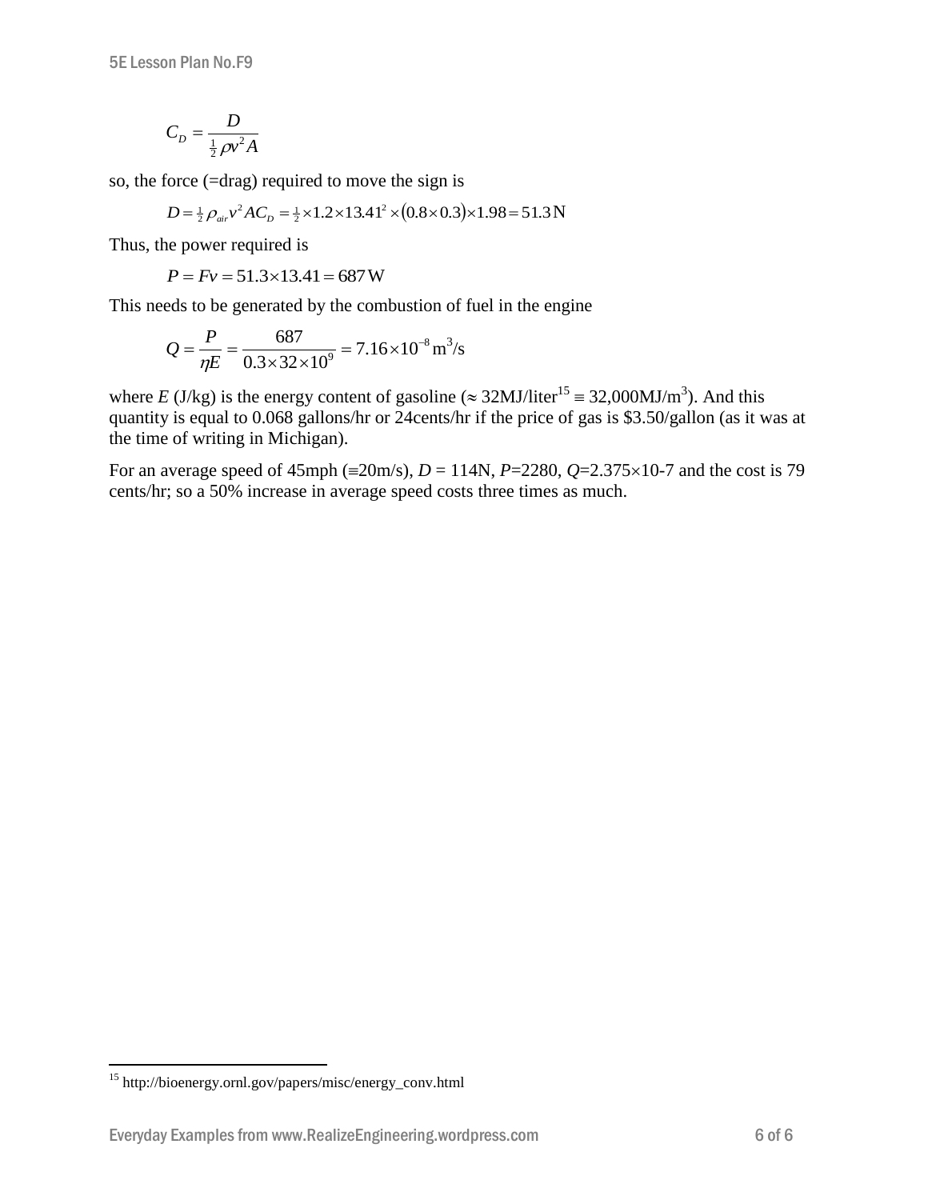$$C_D = \frac{D}{\frac{1}{2}\rho v^2 A}$$

so, the force (=drag) required to move the sign is

$$D = \tfrac{1}{2}\rho_{air} v^2 A C_D = \tfrac{1}{2}\times 1.2 \times 13.41^2 \times (0.8\times 0.3)\times 1.98 = 51.3\,\text{N}$$

Thus, the power required is

$$P = Fv = 51.3 \times 13.41 = 687\,\text{W}$$

This needs to be generated by the combustion of fuel in the engine

$$Q = \frac{P}{\eta E} = \frac{687}{0.3\times 32\times 10^9} = 7.16\times 10^{-8}\,\text{m}^3/\text{s}$$

where $E$ (J/kg) is the energy content of gasoline ($\approx$ 32MJ/liter[15] $\equiv$ 32,000MJ/m$^3$). And this quantity is equal to 0.068 gallons/hr or 24cents/hr if the price of gas is \$3.50/gallon (as it was at the time of writing in Michigan).

For an average speed of 45mph ($\equiv$20m/s), $D$ = 114N, $P$=2280, $Q$=2.375$\times$10-7 and the cost is 79 cents/hr; so a 50% increase in average speed costs three times as much.

---

[15] http://bioenergy.ornl.gov/papers/misc/energy_conv.html